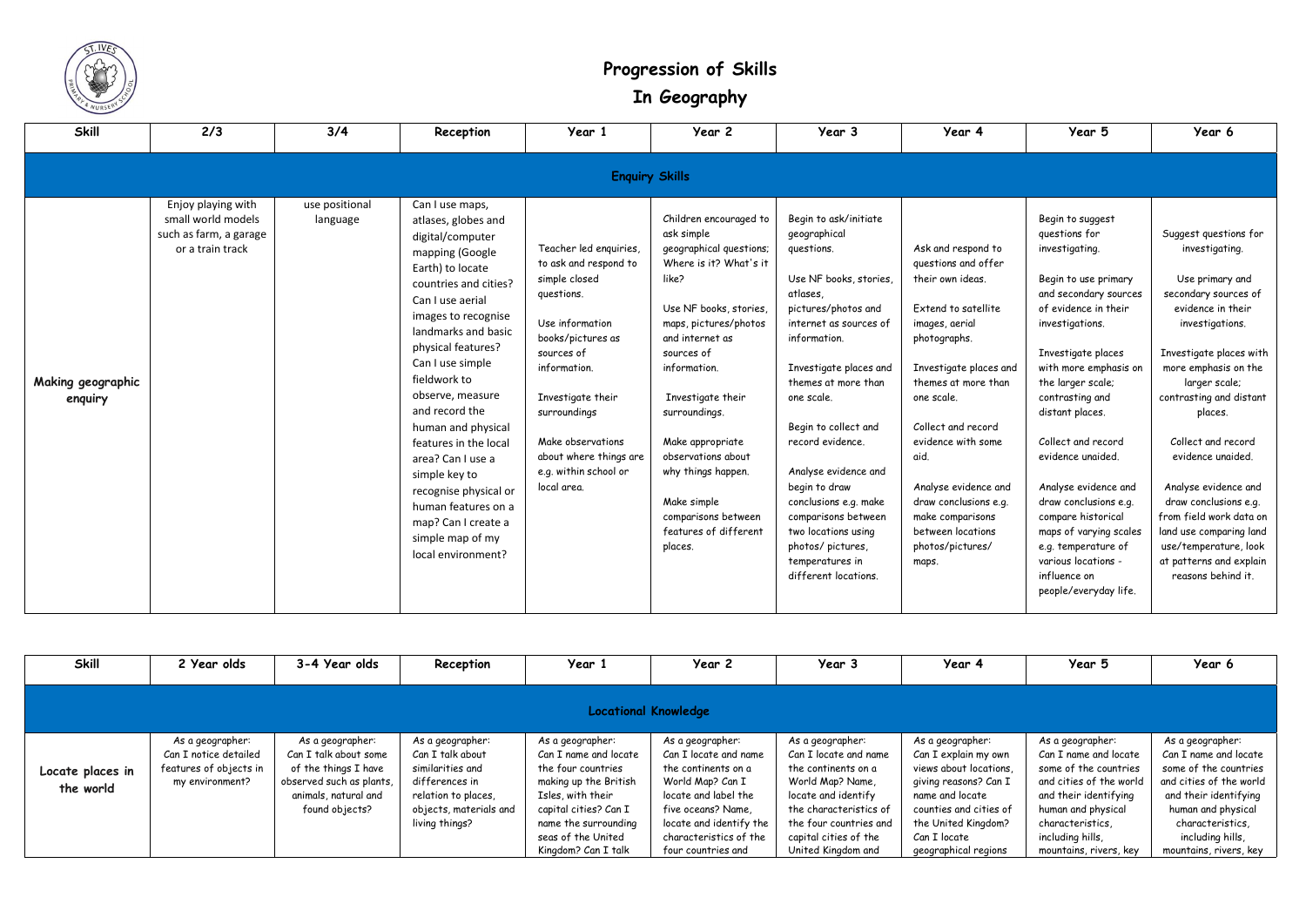# Progression of Skills
# In Geography

| Skill | 2/3 | 3/4 | Reception | Year 1 | Year 2 | Year 3 | Year 4 | Year 5 | Year 6 |
|---|---|---|---|---|---|---|---|---|---|
| **Enquiry Skills** | | | | | | | | | |
| **Making geographic enquiry** | Enjoy playing with small world models such as farm, a garage or a train track | use positional language | Can I use maps, atlases, globes and digital/computer mapping (Google Earth) to locate countries and cities? Can I use aerial images to recognise landmarks and basic physical features? Can I use simple fieldwork to observe, measure and record the human and physical features in the local area? Can I use a simple key to recognise physical or human features on a map? Can I create a simple map of my local environment? | Teacher led enquiries, to ask and respond to simple closed questions. Use information books/pictures as sources of information. Investigate their surroundings Make observations about where things are e.g. within school or local area. | Children encouraged to ask simple geographical questions; Where is it? What's it like? Use NF books, stories, maps, pictures/photos and internet as sources of information. Investigate their surroundings. Make appropriate observations about why things happen. Make simple comparisons between features of different places. | Begin to ask/initiate geographical questions. Use NF books, stories, atlases, pictures/photos and internet as sources of information. Investigate places and themes at more than one scale. Begin to collect and record evidence. Analyse evidence and begin to draw conclusions e.g. make comparisons between two locations using photos/ pictures, temperatures in different locations. | Ask and respond to questions and offer their own ideas. Extend to satellite images, aerial photographs. Investigate places and themes at more than one scale. Collect and record evidence with some aid. Analyse evidence and draw conclusions e.g. make comparisons between locations photos/pictures/ maps. | Begin to suggest questions for investigating. Begin to use primary and secondary sources of evidence in their investigations. Investigate places with more emphasis on the larger scale; contrasting and distant places. Collect and record evidence unaided. Analyse evidence and draw conclusions e.g. compare historical maps of varying scales e.g. temperature of various locations - influence on people/everyday life. | Suggest questions for investigating. Use primary and secondary sources of evidence in their investigations. Investigate places with more emphasis on the larger scale; contrasting and distant places. Collect and record evidence unaided. Analyse evidence and draw conclusions e.g. from field work data on land use comparing land use/temperature, look at patterns and explain reasons behind it. |

| Skill | 2 Year olds | 3-4 Year olds | Reception | Year 1 | Year 2 | Year 3 | Year 4 | Year 5 | Year 6 |
|---|---|---|---|---|---|---|---|---|---|
| **Locational Knowledge** | | | | | | | | | |
| **Locate places in the world** | As a geographer: Can I notice detailed features of objects in my environment? | As a geographer: Can I talk about some of the things I have observed such as plants, animals, natural and found objects? | As a geographer: Can I talk about similarities and differences in relation to places, objects, materials and living things? | As a geographer: Can I name and locate the four countries making up the British Isles, with their capital cities? Can I name the surrounding seas of the United Kingdom? Can I talk | As a geographer: Can I locate and name the continents on a World Map? Can I locate and label the five oceans? Name, locate and identify the characteristics of the four countries and | As a geographer: Can I locate and name the continents on a World Map? Name, locate and identify the characteristics of the four countries and capital cities of the United Kingdom and | As a geographer: Can I explain my own views about locations, giving reasons? Can I name and locate counties and cities of the United Kingdom? Can I locate geographical regions | As a geographer: Can I name and locate some of the countries and cities of the world and their identifying human and physical characteristics, including hills, mountains, rivers, key | As a geographer: Can I name and locate some of the countries and cities of the world and their identifying human and physical characteristics, including hills, mountains, rivers, key |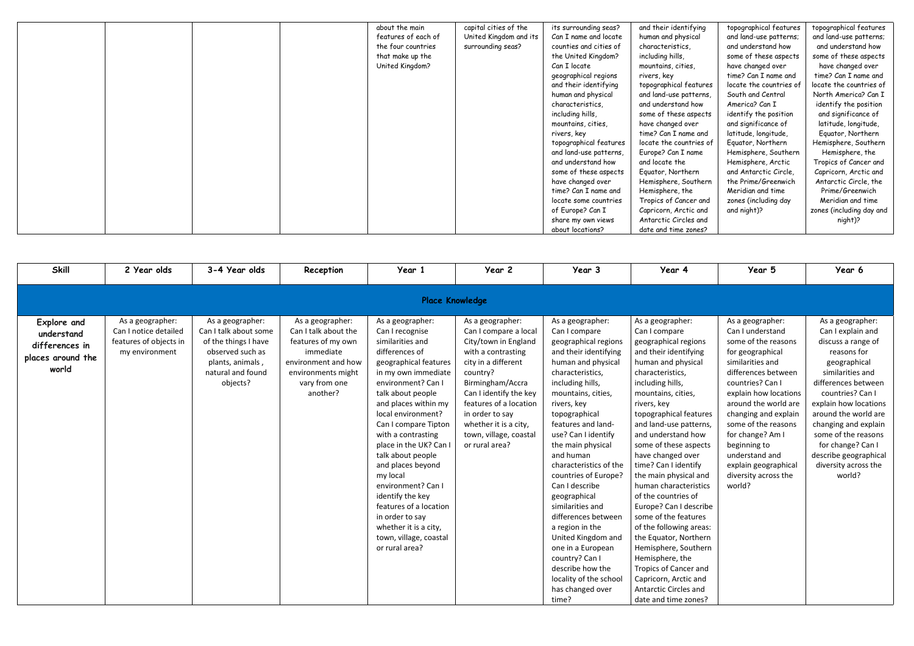| | | | | | | | | | |
|---|---|---|---|---|---|---|---|---|---|
| | | | | about the main features of each of the four countries that make up the United Kingdom? | capital cities of the United Kingdom and its surrounding seas? | its surrounding seas? Can I name and locate counties and cities of the United Kingdom? Can I locate geographical regions and their identifying human and physical characteristics, including hills, mountains, cities, rivers, key topographical features and land-use patterns, and understand how some of these aspects have changed over time? Can I name and locate some countries of Europe? Can I share my own views about locations? | and their identifying human and physical characteristics, including hills, mountains, cities, rivers, key topographical features and land-use patterns, and understand how some of these aspects have changed over time? Can I name and locate the countries of Europe? Can I name and locate the Equator, Northern Hemisphere, Southern Hemisphere, the Tropics of Cancer and Capricorn, Arctic and Antarctic Circles and date and time zones? | topographical features and land-use patterns; and understand how some of these aspects have changed over time? Can I name and locate the countries of South and Central America? Can I identify the position and significance of latitude, longitude, Equator, Northern Hemisphere, Southern Hemisphere, Arctic and Antarctic Circle, the Prime/Greenwich Meridian and time zones (including day and night)? | topographical features and land-use patterns; and understand how some of these aspects have changed over time? Can I name and locate the countries of North America? Can I identify the position and significance of latitude, longitude, Equator, Northern Hemisphere, Southern Hemisphere, the Tropics of Cancer and Capricorn, Arctic and Antarctic Circle, the Prime/Greenwich Meridian and time zones (including day and night)? |

| Skill | 2 Year olds | 3-4 Year olds | Reception | Year 1 | Year 2 | Year 3 | Year 4 | Year 5 | Year 6 |
|---|---|---|---|---|---|---|---|---|---|
| **Place Knowledge** | | | | | | | | | |
| **Explore and understand differences in places around the world** | As a geographer: Can I notice detailed features of objects in my environment | As a geographer: Can I talk about some of the things I have observed such as plants, animals , natural and found objects? | As a geographer: Can I talk about the features of my own immediate environment and how environments might vary from one another? | As a geographer: Can I recognise similarities and differences of geographical features in my own immediate environment? Can I talk about people and places within my local environment? Can I compare Tipton with a contrasting place in the UK? Can I talk about people and places beyond my local environment? Can I identify the key features of a location in order to say whether it is a city, town, village, coastal or rural area? | As a geographer: Can I compare a local City/town in England with a contrasting city in a different country? Birmingham/Accra Can I identify the key features of a location in order to say whether it is a city, town, village, coastal or rural area? | As a geographer: Can I compare geographical regions and their identifying human and physical characteristics, including hills, mountains, cities, rivers, key topographical features and land-use? Can I identify the main physical and human characteristics of the countries of Europe? Can I describe geographical similarities and differences between a region in the United Kingdom and one in a European country? Can I describe how the locality of the school has changed over time? | As a geographer: Can I compare geographical regions and their identifying human and physical characteristics, including hills, mountains, cities, rivers, key topographical features and land-use patterns, and understand how some of these aspects have changed over time? Can I identify the main physical and human characteristics of the countries of Europe? Can I describe some of the features of the following areas: the Equator, Northern Hemisphere, Southern Hemisphere, the Tropics of Cancer and Capricorn, Arctic and Antarctic Circles and date and time zones? | As a geographer: Can I understand some of the reasons for geographical similarities and differences between countries? Can I explain how locations around the world are changing and explain some of the reasons for change? Am I beginning to understand and explain geographical diversity across the world? | As a geographer: Can I explain and discuss a range of reasons for geographical similarities and differences between countries? Can I explain how locations around the world are changing and explain some of the reasons for change? Can I describe geographical diversity across the world? |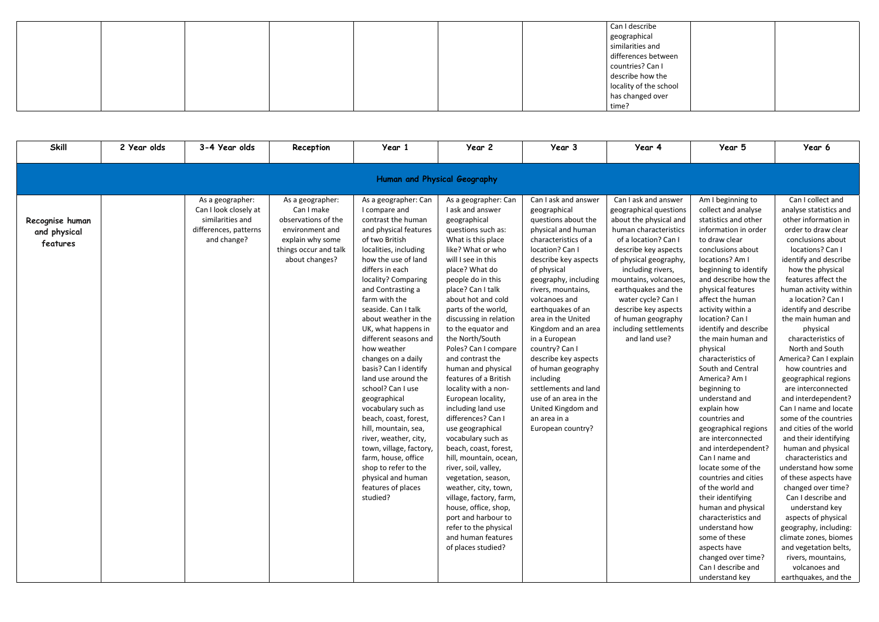| | | | | | | | Can I describe geographical similarities and differences between countries? Can I describe how the locality of the school has changed over time? | | |
|---|---|---|---|---|---|---|---|---|---|

| Skill | 2 Year olds | 3-4 Year olds | Reception | Year 1 | Year 2 | Year 3 | Year 4 | Year 5 | Year 6 |
|---|---|---|---|---|---|---|---|---|---|
| **Human and Physical Geography** | | | | | | | | | |
| **Recognise human and physical features** | | As a geographer: Can I look closely at similarities and differences, patterns and change? | As a geographer: Can I make observations of the environment and explain why some things occur and talk about changes? | As a geographer: Can I compare and contrast the human and physical features of two British localities, including how the use of land differs in each locality? Comparing and Contrasting a farm with the seaside. Can I talk about weather in the UK, what happens in different seasons and how weather changes on a daily basis? Can I identify land use around the school? Can I use geographical vocabulary such as beach, coast, forest, hill, mountain, sea, river, weather, city, town, village, factory, farm, house, office shop to refer to the physical and human features of places studied? | As a geographer: Can I ask and answer geographical questions such as: What is this place like? What or who will I see in this place? What do people do in this place? Can I talk about hot and cold parts of the world, discussing in relation to the equator and the North/South Poles? Can I compare and contrast the human and physical features of a British locality with a non-European locality, including land use differences? Can I use geographical vocabulary such as beach, coast, forest, hill, mountain, ocean, river, soil, valley, vegetation, season, weather, city, town, village, factory, farm, house, office, shop, port and harbour to refer to the physical and human features of places studied? | Can I ask and answer geographical questions about the physical and human characteristics of a location? Can I describe key aspects of physical geography, including rivers, mountains, volcanoes and earthquakes of an area in the United Kingdom and an area in a European country? Can I describe key aspects of human geography including settlements and land use of an area in the United Kingdom and an area in a European country? | Can I ask and answer geographical questions about the physical and human characteristics of a location? Can I describe key aspects of physical geography, including rivers, mountains, volcanoes, earthquakes and the water cycle? Can I describe key aspects of human geography including settlements and land use? | Am I beginning to collect and analyse statistics and other information in order to draw clear conclusions about locations? Am I beginning to identify and describe how the physical features affect the human activity within a location? Can I identify and describe the main human and physical characteristics of South and Central America? Am I beginning to understand and explain how countries and geographical regions are interconnected and interdependent? Can I name and locate some of the countries and cities of the world and their identifying human and physical characteristics and understand how some of these aspects have changed over time? Can I describe and understand key | Can I collect and analyse statistics and other information in order to draw clear conclusions about locations? Can I identify and describe how the physical features affect the human activity within a location? Can I identify and describe the main human and physical characteristics of North and South America? Can I explain how countries and geographical regions are interconnected and interdependent? Can I name and locate some of the countries and cities of the world and their identifying human and physical characteristics and understand how some of these aspects have changed over time? Can I describe and understand key aspects of physical geography, including: climate zones, biomes and vegetation belts, rivers, mountains, volcanoes and earthquakes, and the |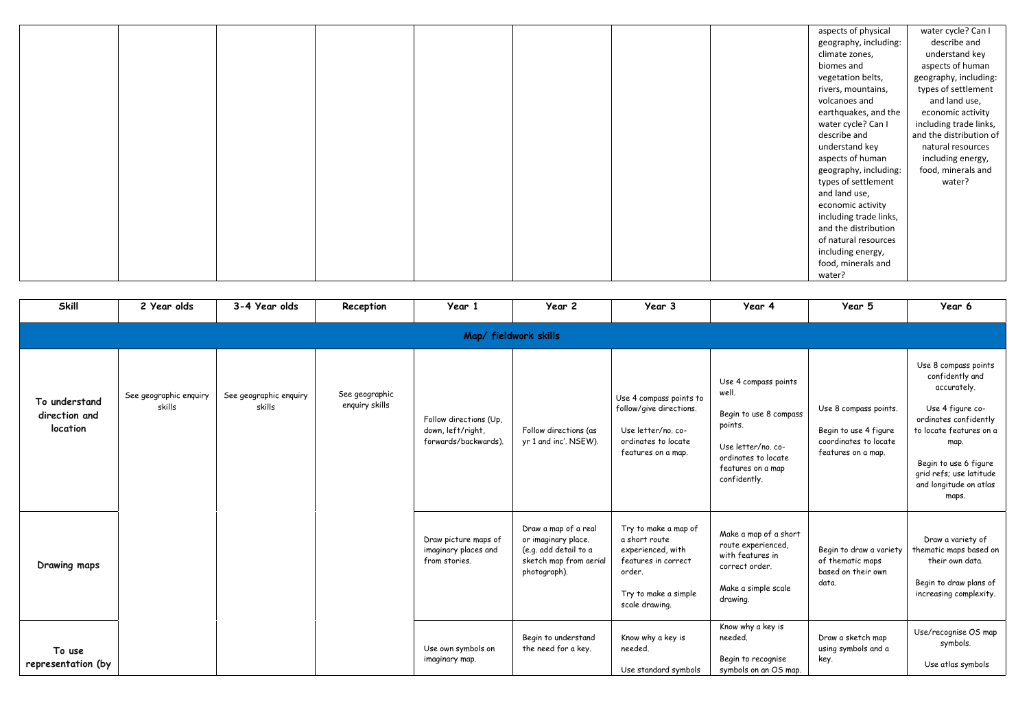| | | | | | | | | | |
|---|---|---|---|---|---|---|---|---|---|
| | | | | | | | | aspects of physical geography, including: climate zones, biomes and vegetation belts, rivers, mountains, volcanoes and earthquakes, and the water cycle? Can I describe and understand key aspects of human geography, including: types of settlement and land use, economic activity including trade links, and the distribution of natural resources including energy, food, minerals and water? | water cycle? Can I describe and understand key aspects of human geography, including: types of settlement and land use, economic activity including trade links, and the distribution of natural resources including energy, food, minerals and water? |

| Skill | 2 Year olds | 3-4 Year olds | Reception | Year 1 | Year 2 | Year 3 | Year 4 | Year 5 | Year 6 |
|---|---|---|---|---|---|---|---|---|---|
| **Map/ fieldwork skills** | | | | | | | | | |
| **To understand direction and location** | See geographic enquiry skills | See geographic enquiry skills | See geographic enquiry skills | Follow directions (Up, down, left/right, forwards/backwards). | Follow directions (as yr 1 and inc'. NSEW). | Use 4 compass points to follow/give directions.<br><br>Use letter/no. co-ordinates to locate features on a map. | Use 4 compass points well.<br><br>Begin to use 8 compass points.<br><br>Use letter/no. co-ordinates to locate features on a map confidently. | Use 8 compass points.<br><br>Begin to use 4 figure coordinates to locate features on a map. | Use 8 compass points confidently and accurately.<br><br>Use 4 figure co-ordinates confidently to locate features on a map.<br><br>Begin to use 6 figure grid refs; use latitude and longitude on atlas maps. |
| **Drawing maps** | | | | Draw picture maps of imaginary places and from stories. | Draw a map of a real or imaginary place. (e.g. add detail to a sketch map from aerial photograph). | Try to make a map of a short route experienced, with features in correct order.<br><br>Try to make a simple scale drawing. | Make a map of a short route experienced, with features in correct order.<br><br>Make a simple scale drawing. | Begin to draw a variety of thematic maps based on their own data. | Draw a variety of thematic maps based on their own data.<br><br>Begin to draw plans of increasing complexity. |
| **To use representation (by** | | | | Use own symbols on imaginary map. | Begin to understand the need for a key. | Know why a key is needed.<br><br>Use standard symbols | Know why a key is needed.<br><br>Begin to recognise symbols on an OS map. | Draw a sketch map using symbols and a key. | Use/recognise OS map symbols.<br><br>Use atlas symbols |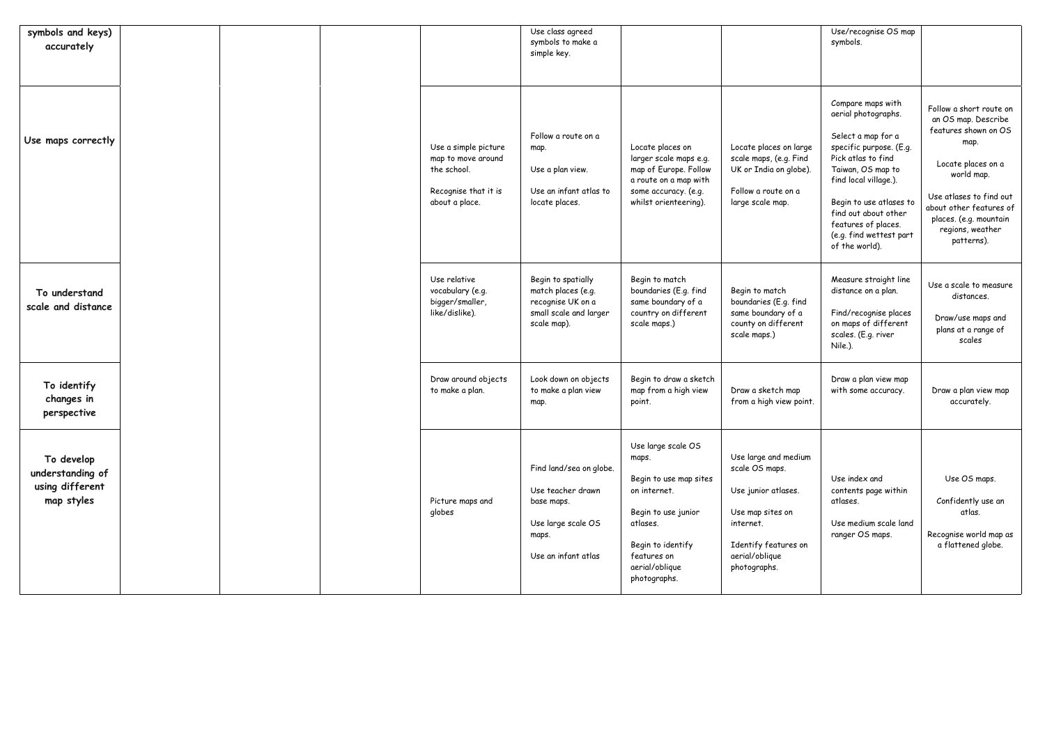| | | | | | | | | | |
|---|---|---|---|---|---|---|---|---|---|
| **symbols and keys) accurately** | | | | | Use class agreed symbols to make a simple key. | | | Use/recognise OS map symbols. | |
| **Use maps correctly** | | | | Use a simple picture map to move around the school.<br><br>Recognise that it is about a place. | Follow a route on a map.<br><br>Use a plan view.<br><br>Use an infant atlas to locate places. | Locate places on larger scale maps e.g. map of Europe. Follow a route on a map with some accuracy. (e.g. whilst orienteering). | Locate places on large scale maps, (e.g. Find UK or India on globe).<br><br>Follow a route on a large scale map. | Compare maps with aerial photographs.<br><br>Select a map for a specific purpose. (E.g. Pick atlas to find Taiwan, OS map to find local village.).<br><br>Begin to use atlases to find out about other features of places. (e.g. find wettest part of the world). | Follow a short route on an OS map. Describe features shown on OS map.<br><br>Locate places on a world map.<br><br>Use atlases to find out about other features of places. (e.g. mountain regions, weather patterns). |
| **To understand scale and distance** | | | | Use relative vocabulary (e.g. bigger/smaller, like/dislike). | Begin to spatially match places (e.g. recognise UK on a small scale and larger scale map). | Begin to match boundaries (E.g. find same boundary of a country on different scale maps.) | Begin to match boundaries (E.g. find same boundary of a county on different scale maps.) | Measure straight line distance on a plan.<br><br>Find/recognise places on maps of different scales. (E.g. river Nile.). | Use a scale to measure distances.<br><br>Draw/use maps and plans at a range of scales |
| **To identify changes in perspective** | | | | Draw around objects to make a plan. | Look down on objects to make a plan view map. | Begin to draw a sketch map from a high view point. | Draw a sketch map from a high view point. | Draw a plan view map with some accuracy. | Draw a plan view map accurately. |
| **To develop understanding of using different map styles** | | | | Picture maps and globes | Find land/sea on globe.<br><br>Use teacher drawn base maps.<br><br>Use large scale OS maps.<br><br>Use an infant atlas | Use large scale OS maps.<br><br>Begin to use map sites on internet.<br><br>Begin to use junior atlases.<br><br>Begin to identify features on aerial/oblique photographs. | Use large and medium scale OS maps.<br><br>Use junior atlases.<br><br>Use map sites on internet.<br><br>Identify features on aerial/oblique photographs. | Use index and contents page within atlases.<br><br>Use medium scale land ranger OS maps. | Use OS maps.<br><br>Confidently use an atlas.<br><br>Recognise world map as a flattened globe. |